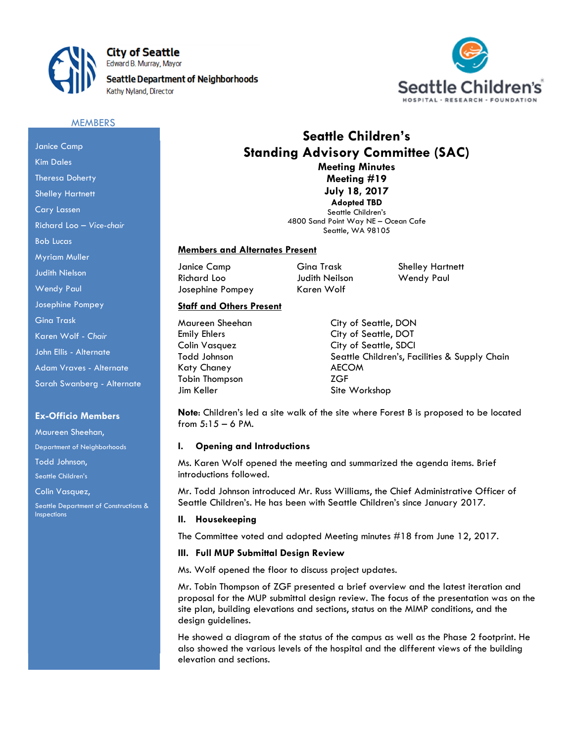City of Seattle
Edward B. Murray, Mayor

Seattle Department of Neighborhoods
Kathy Nyland, Director

Seattle Children's
HOSPITAL · RESEARCH · FOUNDATION

**MEMBERS**

- Janice Camp
- Kim Dales
- Theresa Doherty
- Shelley Hartnett
- Cary Lassen
- Richard Loo – *Vice-chair*
- Bob Lucas
- Myriam Muller
- Judith Nielson
- Wendy Paul
- Josephine Pompey
- Gina Trask
- Karen Wolf - *Chair*
- John Ellis - Alternate
- Adam Vraves - Alternate
- Sarah Swanberg - Alternate

**Ex-Officio Members**

- Maureen Sheehan, Department of Neighborhoods
- Todd Johnson, Seattle Children's
- Colin Vasquez, Seattle Department of Constructions & Inspections

# Seattle Children's
# Standing Advisory Committee (SAC)

**Meeting Minutes**
**Meeting #19**
**July 18, 2017**
**Adopted TBD**

Seattle Children's
4800 Sand Point Way NE – Ocean Cafe
Seattle, WA 98105

**Members and Alternates Present**

| | | |
|---|---|---|
| Janice Camp | Gina Trask | Shelley Hartnett |
| Richard Loo | Judith Neilson | Wendy Paul |
| Josephine Pompey | Karen Wolf | |

**Staff and Others Present**

| | |
|---|---|
| Maureen Sheehan | City of Seattle, DON |
| Emily Ehlers | City of Seattle, DOT |
| Colin Vasquez | City of Seattle, SDCI |
| Todd Johnson | Seattle Children's, Facilities & Supply Chain |
| Katy Chaney | AECOM |
| Tobin Thompson | ZGF |
| Jim Keller | Site Workshop |

**Note**: Children's led a site walk of the site where Forest B is proposed to be located from 5:15 – 6 PM.

## I. Opening and Introductions

Ms. Karen Wolf opened the meeting and summarized the agenda items. Brief introductions followed.

Mr. Todd Johnson introduced Mr. Russ Williams, the Chief Administrative Officer of Seattle Children's. He has been with Seattle Children's since January 2017.

## II. Housekeeping

The Committee voted and adopted Meeting minutes #18 from June 12, 2017.

## III. Full MUP Submittal Design Review

Ms. Wolf opened the floor to discuss project updates.

Mr. Tobin Thompson of ZGF presented a brief overview and the latest iteration and proposal for the MUP submittal design review. The focus of the presentation was on the site plan, building elevations and sections, status on the MIMP conditions, and the design guidelines.

He showed a diagram of the status of the campus as well as the Phase 2 footprint. He also showed the various levels of the hospital and the different views of the building elevation and sections.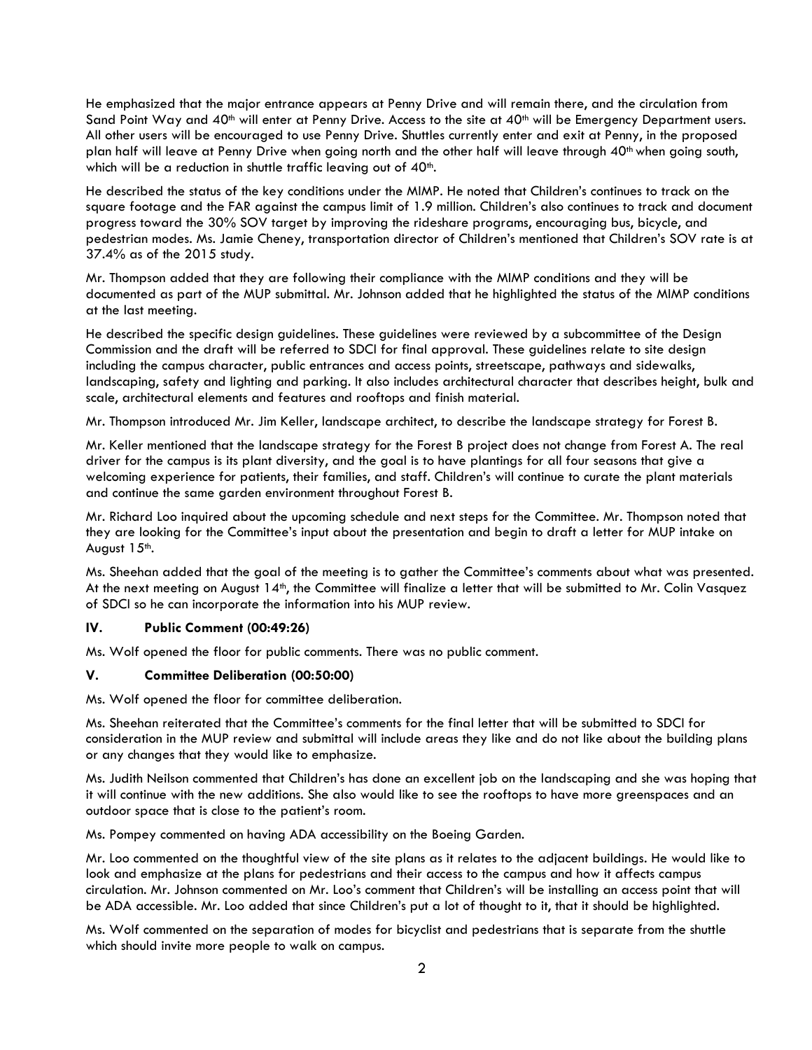He emphasized that the major entrance appears at Penny Drive and will remain there, and the circulation from Sand Point Way and 40th will enter at Penny Drive. Access to the site at 40th will be Emergency Department users. All other users will be encouraged to use Penny Drive. Shuttles currently enter and exit at Penny, in the proposed plan half will leave at Penny Drive when going north and the other half will leave through 40th when going south, which will be a reduction in shuttle traffic leaving out of 40th.

He described the status of the key conditions under the MIMP. He noted that Children's continues to track on the square footage and the FAR against the campus limit of 1.9 million. Children's also continues to track and document progress toward the 30% SOV target by improving the rideshare programs, encouraging bus, bicycle, and pedestrian modes. Ms. Jamie Cheney, transportation director of Children's mentioned that Children's SOV rate is at 37.4% as of the 2015 study.

Mr. Thompson added that they are following their compliance with the MIMP conditions and they will be documented as part of the MUP submittal. Mr. Johnson added that he highlighted the status of the MIMP conditions at the last meeting.

He described the specific design guidelines. These guidelines were reviewed by a subcommittee of the Design Commission and the draft will be referred to SDCI for final approval. These guidelines relate to site design including the campus character, public entrances and access points, streetscape, pathways and sidewalks, landscaping, safety and lighting and parking. It also includes architectural character that describes height, bulk and scale, architectural elements and features and rooftops and finish material.

Mr. Thompson introduced Mr. Jim Keller, landscape architect, to describe the landscape strategy for Forest B.

Mr. Keller mentioned that the landscape strategy for the Forest B project does not change from Forest A. The real driver for the campus is its plant diversity, and the goal is to have plantings for all four seasons that give a welcoming experience for patients, their families, and staff. Children's will continue to curate the plant materials and continue the same garden environment throughout Forest B.

Mr. Richard Loo inquired about the upcoming schedule and next steps for the Committee. Mr. Thompson noted that they are looking for the Committee's input about the presentation and begin to draft a letter for MUP intake on August 15th.

Ms. Sheehan added that the goal of the meeting is to gather the Committee's comments about what was presented. At the next meeting on August 14th, the Committee will finalize a letter that will be submitted to Mr. Colin Vasquez of SDCI so he can incorporate the information into his MUP review.

## IV. Public Comment (00:49:26)

Ms. Wolf opened the floor for public comments. There was no public comment.

## V. Committee Deliberation (00:50:00)

Ms. Wolf opened the floor for committee deliberation.

Ms. Sheehan reiterated that the Committee's comments for the final letter that will be submitted to SDCI for consideration in the MUP review and submittal will include areas they like and do not like about the building plans or any changes that they would like to emphasize.

Ms. Judith Neilson commented that Children's has done an excellent job on the landscaping and she was hoping that it will continue with the new additions. She also would like to see the rooftops to have more greenspaces and an outdoor space that is close to the patient's room.

Ms. Pompey commented on having ADA accessibility on the Boeing Garden.

Mr. Loo commented on the thoughtful view of the site plans as it relates to the adjacent buildings. He would like to look and emphasize at the plans for pedestrians and their access to the campus and how it affects campus circulation. Mr. Johnson commented on Mr. Loo's comment that Children's will be installing an access point that will be ADA accessible. Mr. Loo added that since Children's put a lot of thought to it, that it should be highlighted.

Ms. Wolf commented on the separation of modes for bicyclist and pedestrians that is separate from the shuttle which should invite more people to walk on campus.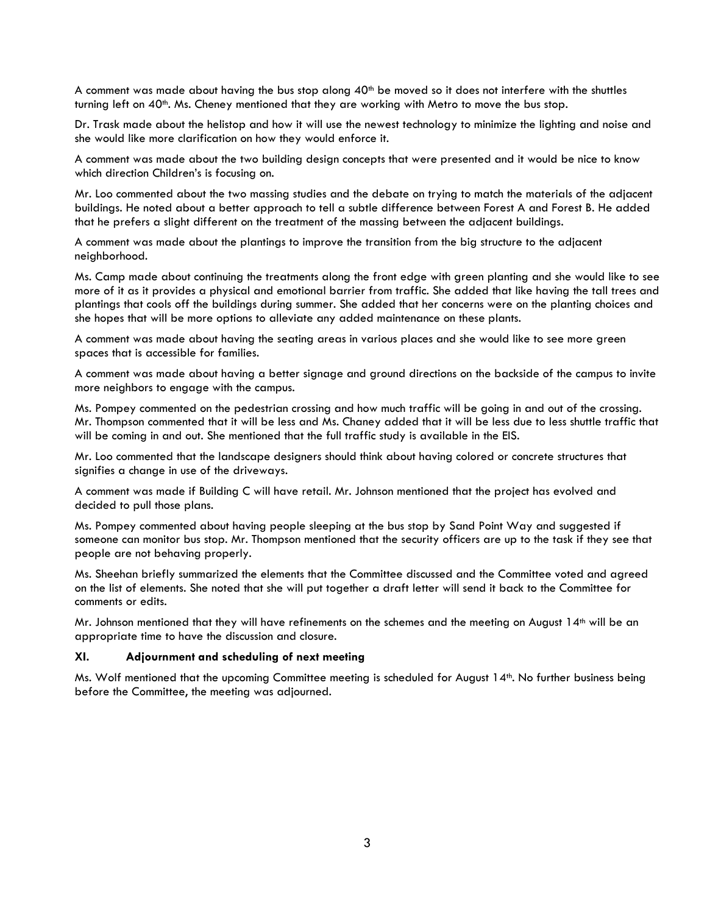A comment was made about having the bus stop along 40th be moved so it does not interfere with the shuttles turning left on 40th. Ms. Cheney mentioned that they are working with Metro to move the bus stop.

Dr. Trask made about the helistop and how it will use the newest technology to minimize the lighting and noise and she would like more clarification on how they would enforce it.

A comment was made about the two building design concepts that were presented and it would be nice to know which direction Children's is focusing on.

Mr. Loo commented about the two massing studies and the debate on trying to match the materials of the adjacent buildings. He noted about a better approach to tell a subtle difference between Forest A and Forest B. He added that he prefers a slight different on the treatment of the massing between the adjacent buildings.

A comment was made about the plantings to improve the transition from the big structure to the adjacent neighborhood.

Ms. Camp made about continuing the treatments along the front edge with green planting and she would like to see more of it as it provides a physical and emotional barrier from traffic. She added that like having the tall trees and plantings that cools off the buildings during summer. She added that her concerns were on the planting choices and she hopes that will be more options to alleviate any added maintenance on these plants.

A comment was made about having the seating areas in various places and she would like to see more green spaces that is accessible for families.

A comment was made about having a better signage and ground directions on the backside of the campus to invite more neighbors to engage with the campus.

Ms. Pompey commented on the pedestrian crossing and how much traffic will be going in and out of the crossing. Mr. Thompson commented that it will be less and Ms. Chaney added that it will be less due to less shuttle traffic that will be coming in and out. She mentioned that the full traffic study is available in the EIS.

Mr. Loo commented that the landscape designers should think about having colored or concrete structures that signifies a change in use of the driveways.

A comment was made if Building C will have retail. Mr. Johnson mentioned that the project has evolved and decided to pull those plans.

Ms. Pompey commented about having people sleeping at the bus stop by Sand Point Way and suggested if someone can monitor bus stop. Mr. Thompson mentioned that the security officers are up to the task if they see that people are not behaving properly.

Ms. Sheehan briefly summarized the elements that the Committee discussed and the Committee voted and agreed on the list of elements. She noted that she will put together a draft letter will send it back to the Committee for comments or edits.

Mr. Johnson mentioned that they will have refinements on the schemes and the meeting on August 14th will be an appropriate time to have the discussion and closure.

### XI. Adjournment and scheduling of next meeting

Ms. Wolf mentioned that the upcoming Committee meeting is scheduled for August 14th. No further business being before the Committee, the meeting was adjourned.